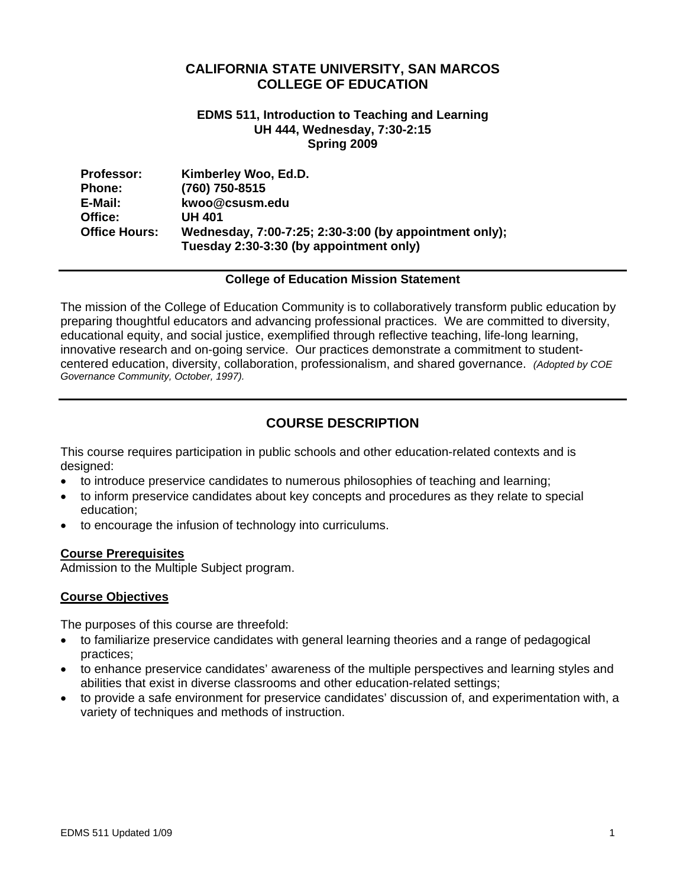# CALIFORNIA STATE UNIVERSITY, SAN MARCOS
# COLLEGE OF EDUCATION

### EDMS 511, Introduction to Teaching and Learning
### UH 444, Wednesday, 7:30-2:15
### Spring 2009

| | |
|---|---|
| **Professor:** | **Kimberley Woo, Ed.D.** |
| **Phone:** | **(760) 750-8515** |
| **E-Mail:** | **kwoo@csusm.edu** |
| **Office:** | **UH 401** |
| **Office Hours:** | **Wednesday, 7:00-7:25; 2:30-3:00 (by appointment only); Tuesday 2:30-3:30 (by appointment only)** |

---

**College of Education Mission Statement**

The mission of the College of Education Community is to collaboratively transform public education by preparing thoughtful educators and advancing professional practices. We are committed to diversity, educational equity, and social justice, exemplified through reflective teaching, life-long learning, innovative research and on-going service. Our practices demonstrate a commitment to student-centered education, diversity, collaboration, professionalism, and shared governance. *(Adopted by COE Governance Community, October, 1997).*

---

## COURSE DESCRIPTION

This course requires participation in public schools and other education-related contexts and is designed:

- to introduce preservice candidates to numerous philosophies of teaching and learning;
- to inform preservice candidates about key concepts and procedures as they relate to special education;
- to encourage the infusion of technology into curriculums.

**Course Prerequisites**

Admission to the Multiple Subject program.

**Course Objectives**

The purposes of this course are threefold:

- to familiarize preservice candidates with general learning theories and a range of pedagogical practices;
- to enhance preservice candidates' awareness of the multiple perspectives and learning styles and abilities that exist in diverse classrooms and other education-related settings;
- to provide a safe environment for preservice candidates' discussion of, and experimentation with, a variety of techniques and methods of instruction.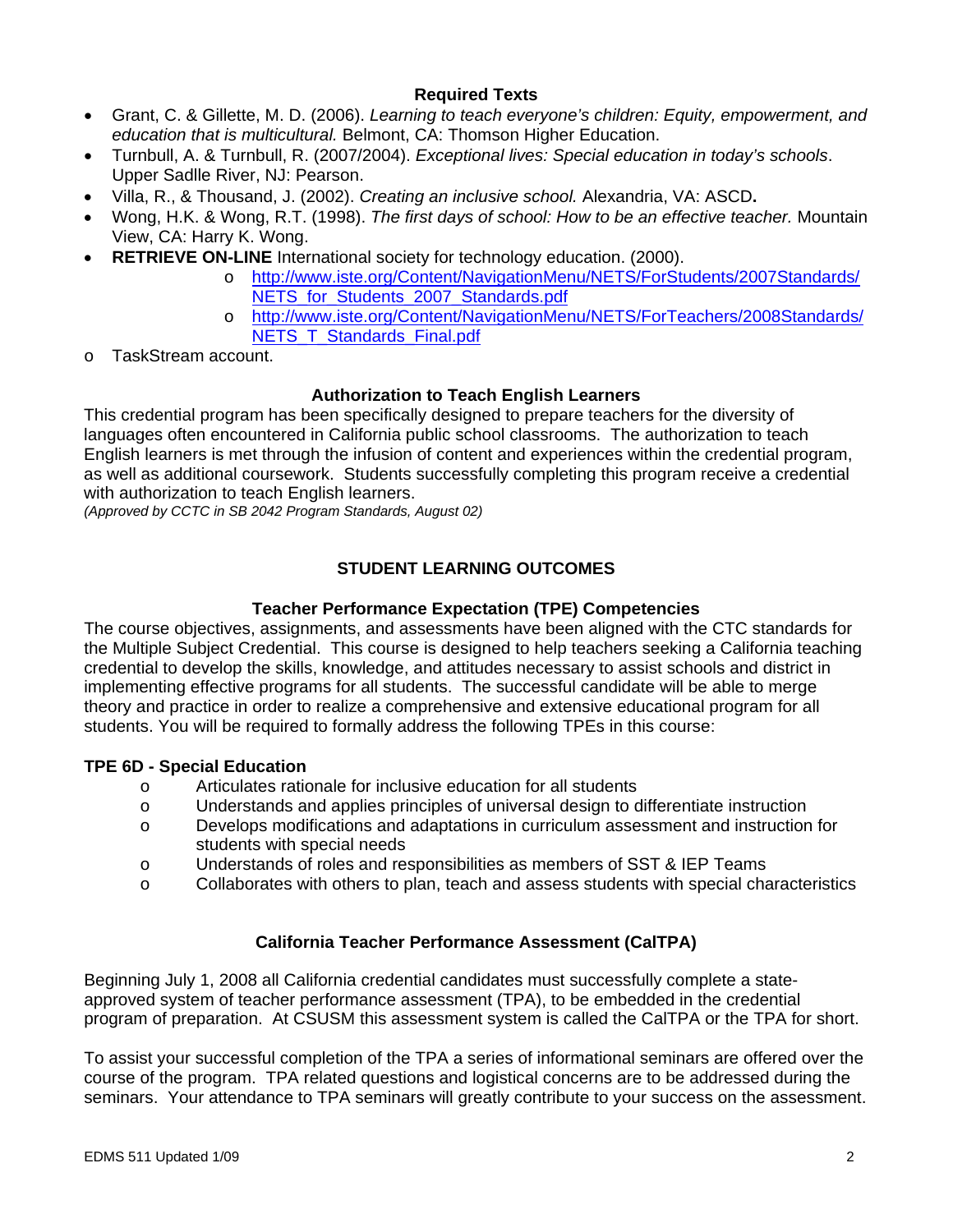### Required Texts

- Grant, C. & Gillette, M. D. (2006). *Learning to teach everyone's children: Equity, empowerment, and education that is multicultural.* Belmont, CA: Thomson Higher Education.
- Turnbull, A. & Turnbull, R. (2007/2004). *Exceptional lives: Special education in today's schools*. Upper Sadlle River, NJ: Pearson.
- Villa, R., & Thousand, J. (2002). *Creating an inclusive school.* Alexandria, VA: ASCD**.**
- Wong, H.K. & Wong, R.T. (1998). *The first days of school: How to be an effective teacher.* Mountain View, CA: Harry K. Wong.
- **RETRIEVE ON-LINE** International society for technology education. (2000).
    - http://www.iste.org/Content/NavigationMenu/NETS/ForStudents/2007Standards/NETS_for_Students_2007_Standards.pdf
    - http://www.iste.org/Content/NavigationMenu/NETS/ForTeachers/2008Standards/NETS_T_Standards_Final.pdf
- TaskStream account.

### Authorization to Teach English Learners

This credential program has been specifically designed to prepare teachers for the diversity of languages often encountered in California public school classrooms. The authorization to teach English learners is met through the infusion of content and experiences within the credential program, as well as additional coursework. Students successfully completing this program receive a credential with authorization to teach English learners.
*(Approved by CCTC in SB 2042 Program Standards, August 02)*

## STUDENT LEARNING OUTCOMES

### Teacher Performance Expectation (TPE) Competencies

The course objectives, assignments, and assessments have been aligned with the CTC standards for the Multiple Subject Credential. This course is designed to help teachers seeking a California teaching credential to develop the skills, knowledge, and attitudes necessary to assist schools and district in implementing effective programs for all students. The successful candidate will be able to merge theory and practice in order to realize a comprehensive and extensive educational program for all students. You will be required to formally address the following TPEs in this course:

**TPE 6D - Special Education**

- Articulates rationale for inclusive education for all students
- Understands and applies principles of universal design to differentiate instruction
- Develops modifications and adaptations in curriculum assessment and instruction for students with special needs
- Understands of roles and responsibilities as members of SST & IEP Teams
- Collaborates with others to plan, teach and assess students with special characteristics

### California Teacher Performance Assessment (CalTPA)

Beginning July 1, 2008 all California credential candidates must successfully complete a state-approved system of teacher performance assessment (TPA), to be embedded in the credential program of preparation. At CSUSM this assessment system is called the CalTPA or the TPA for short.

To assist your successful completion of the TPA a series of informational seminars are offered over the course of the program. TPA related questions and logistical concerns are to be addressed during the seminars. Your attendance to TPA seminars will greatly contribute to your success on the assessment.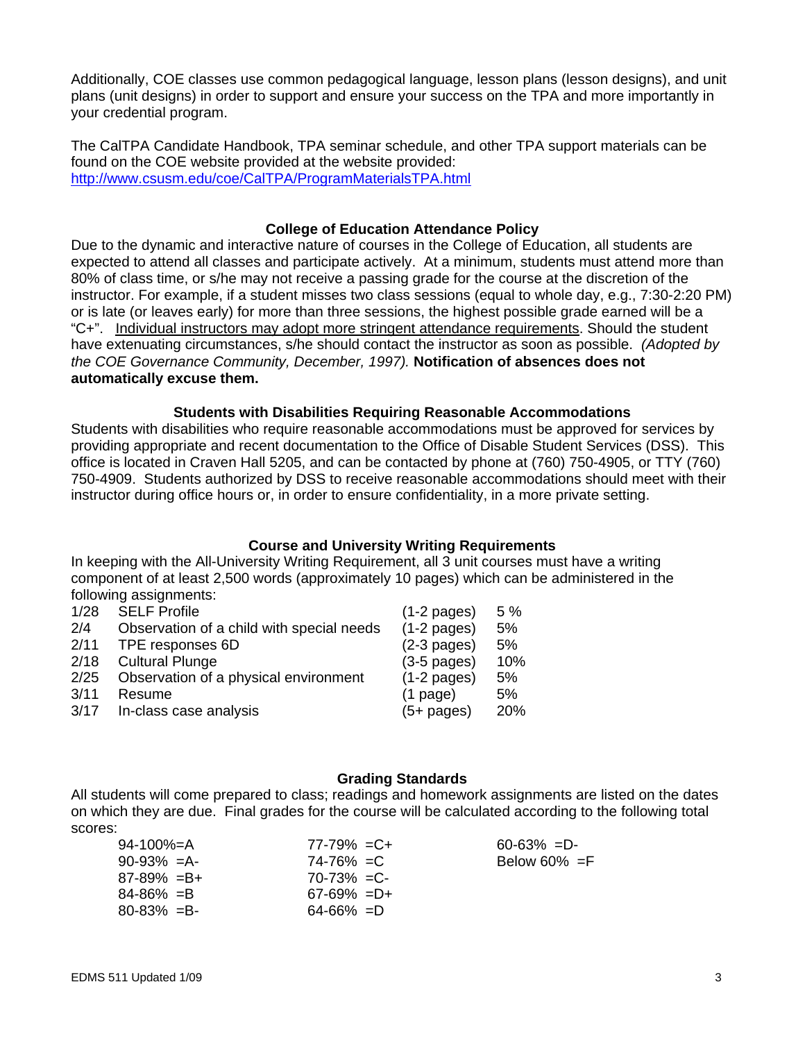Additionally, COE classes use common pedagogical language, lesson plans (lesson designs), and unit plans (unit designs) in order to support and ensure your success on the TPA and more importantly in your credential program.

The CalTPA Candidate Handbook, TPA seminar schedule, and other TPA support materials can be found on the COE website provided at the website provided: http://www.csusm.edu/coe/CalTPA/ProgramMaterialsTPA.html

### College of Education Attendance Policy

Due to the dynamic and interactive nature of courses in the College of Education, all students are expected to attend all classes and participate actively. At a minimum, students must attend more than 80% of class time, or s/he may not receive a passing grade for the course at the discretion of the instructor. For example, if a student misses two class sessions (equal to whole day, e.g., 7:30-2:20 PM) or is late (or leaves early) for more than three sessions, the highest possible grade earned will be a "C+". Individual instructors may adopt more stringent attendance requirements. Should the student have extenuating circumstances, s/he should contact the instructor as soon as possible. *(Adopted by the COE Governance Community, December, 1997).* **Notification of absences does not automatically excuse them.**

### Students with Disabilities Requiring Reasonable Accommodations

Students with disabilities who require reasonable accommodations must be approved for services by providing appropriate and recent documentation to the Office of Disable Student Services (DSS). This office is located in Craven Hall 5205, and can be contacted by phone at (760) 750-4905, or TTY (760) 750-4909. Students authorized by DSS to receive reasonable accommodations should meet with their instructor during office hours or, in order to ensure confidentiality, in a more private setting.

### Course and University Writing Requirements

In keeping with the All-University Writing Requirement, all 3 unit courses must have a writing component of at least 2,500 words (approximately 10 pages) which can be administered in the following assignments:

| | | | |
|---|---|---|---|
| 1/28 | SELF Profile | (1-2 pages) | 5 % |
| 2/4 | Observation of a child with special needs | (1-2 pages) | 5% |
| 2/11 | TPE responses 6D | (2-3 pages) | 5% |
| 2/18 | Cultural Plunge | (3-5 pages) | 10% |
| 2/25 | Observation of a physical environment | (1-2 pages) | 5% |
| 3/11 | Resume | (1 page) | 5% |
| 3/17 | In-class case analysis | (5+ pages) | 20% |

### Grading Standards

All students will come prepared to class; readings and homework assignments are listed on the dates on which they are due. Final grades for the course will be calculated according to the following total scores:

| | | |
|---|---|---|
| 94-100%=A | 77-79% =C+ | 60-63% =D- |
| 90-93% =A- | 74-76% =C | Below 60% =F |
| 87-89% =B+ | 70-73% =C- | |
| 84-86% =B | 67-69% =D+ | |
| 80-83% =B- | 64-66% =D | |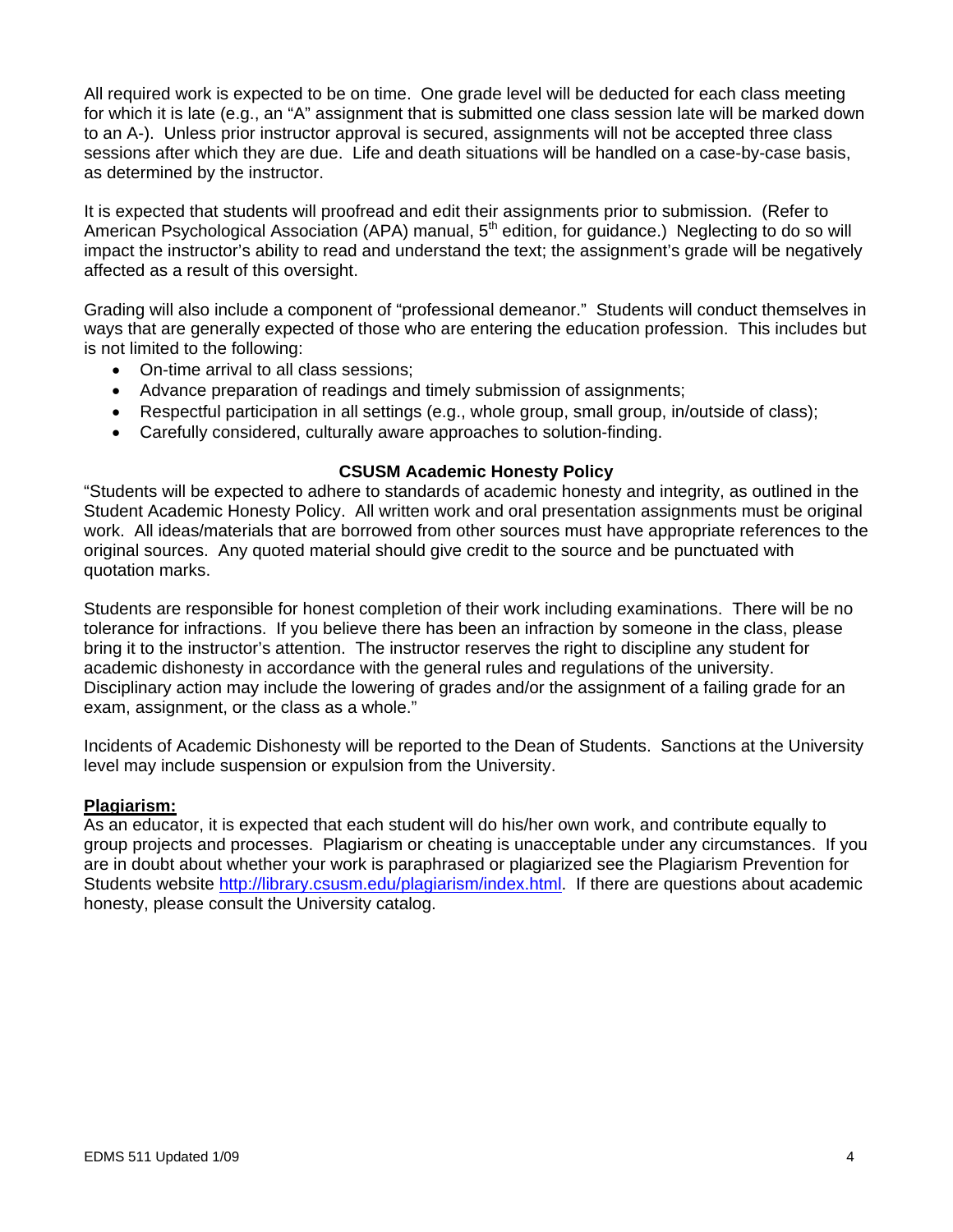All required work is expected to be on time. One grade level will be deducted for each class meeting for which it is late (e.g., an "A" assignment that is submitted one class session late will be marked down to an A-). Unless prior instructor approval is secured, assignments will not be accepted three class sessions after which they are due. Life and death situations will be handled on a case-by-case basis, as determined by the instructor.

It is expected that students will proofread and edit their assignments prior to submission. (Refer to American Psychological Association (APA) manual, 5th edition, for guidance.) Neglecting to do so will impact the instructor's ability to read and understand the text; the assignment's grade will be negatively affected as a result of this oversight.

Grading will also include a component of "professional demeanor." Students will conduct themselves in ways that are generally expected of those who are entering the education profession. This includes but is not limited to the following:

- On-time arrival to all class sessions;
- Advance preparation of readings and timely submission of assignments;
- Respectful participation in all settings (e.g., whole group, small group, in/outside of class);
- Carefully considered, culturally aware approaches to solution-finding.

**CSUSM Academic Honesty Policy**

"Students will be expected to adhere to standards of academic honesty and integrity, as outlined in the Student Academic Honesty Policy. All written work and oral presentation assignments must be original work. All ideas/materials that are borrowed from other sources must have appropriate references to the original sources. Any quoted material should give credit to the source and be punctuated with quotation marks.

Students are responsible for honest completion of their work including examinations. There will be no tolerance for infractions. If you believe there has been an infraction by someone in the class, please bring it to the instructor's attention. The instructor reserves the right to discipline any student for academic dishonesty in accordance with the general rules and regulations of the university. Disciplinary action may include the lowering of grades and/or the assignment of a failing grade for an exam, assignment, or the class as a whole."

Incidents of Academic Dishonesty will be reported to the Dean of Students. Sanctions at the University level may include suspension or expulsion from the University.

**Plagiarism:**

As an educator, it is expected that each student will do his/her own work, and contribute equally to group projects and processes. Plagiarism or cheating is unacceptable under any circumstances. If you are in doubt about whether your work is paraphrased or plagiarized see the Plagiarism Prevention for Students website http://library.csusm.edu/plagiarism/index.html. If there are questions about academic honesty, please consult the University catalog.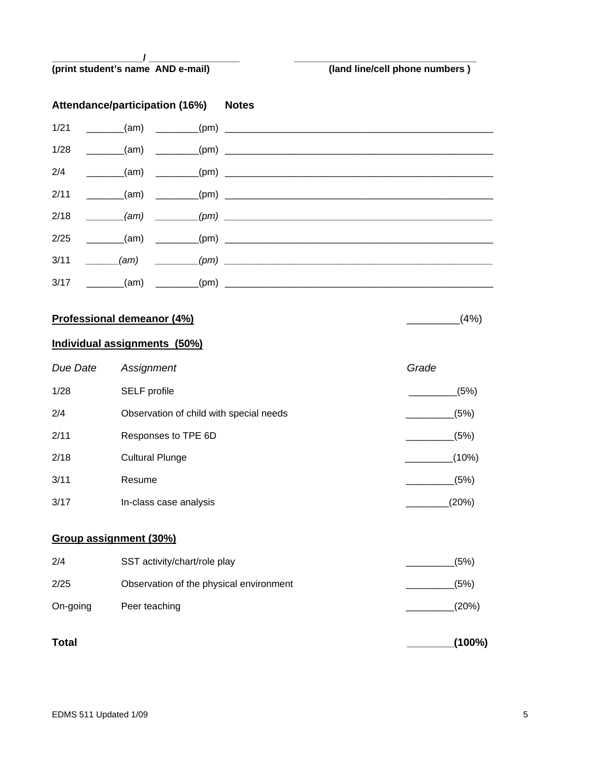________________/ ________________ ________________________________

**(print student's name AND e-mail)** **(land line/cell phone numbers )**

**Attendance/participation (16%)** **Notes**

1/21 _______(am) ________(pm) ________________________________________________

1/28 _______(am) ________(pm) ________________________________________________

2/4 _______(am) ________(pm) ________________________________________________

2/11 _______(am) ________(pm) ________________________________________________

2/18 _______*(am)* ________*(pm)* ________________________________________________

2/25 _______(am) ________(pm) ________________________________________________

3/11 ______*(am)* ________*(pm)* ________________________________________________

3/17 _______(am) ________(pm) ________________________________________________

**Professional demeanor (4%)** _________(4%)

**Individual assignments (50%)**

| *Due Date* | *Assignment* | *Grade* |
|---|---|---|
| 1/28 | SELF profile | _________(5%) |
| 2/4 | Observation of child with special needs | _________(5%) |
| 2/11 | Responses to TPE 6D | _________(5%) |
| 2/18 | Cultural Plunge | _________(10%) |
| 3/11 | Resume | _________(5%) |
| 3/17 | In-class case analysis | ________(20%) |

**Group assignment (30%)**

| | | |
|---|---|---|
| 2/4 | SST activity/chart/role play | _________(5%) |
| 2/25 | Observation of the physical environment | _________(5%) |
| On-going | Peer teaching | _________(20%) |

**Total** ________**(100%)**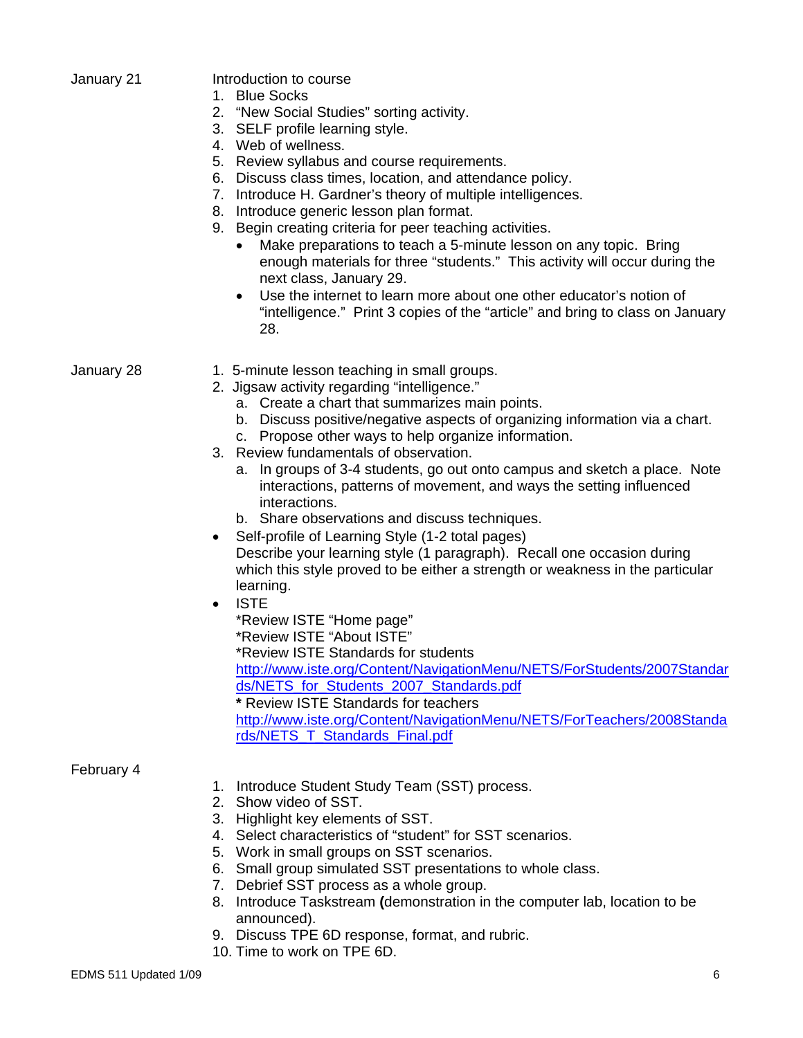January 21

Introduction to course

1. Blue Socks
2. "New Social Studies" sorting activity.
3. SELF profile learning style.
4. Web of wellness.
5. Review syllabus and course requirements.
6. Discuss class times, location, and attendance policy.
7. Introduce H. Gardner's theory of multiple intelligences.
8. Introduce generic lesson plan format.
9. Begin creating criteria for peer teaching activities.
   - Make preparations to teach a 5-minute lesson on any topic. Bring enough materials for three "students." This activity will occur during the next class, January 29.
   - Use the internet to learn more about one other educator's notion of "intelligence." Print 3 copies of the "article" and bring to class on January 28.

January 28

1. 5-minute lesson teaching in small groups.
2. Jigsaw activity regarding "intelligence."
   a. Create a chart that summarizes main points.
   b. Discuss positive/negative aspects of organizing information via a chart.
   c. Propose other ways to help organize information.
3. Review fundamentals of observation.
   a. In groups of 3-4 students, go out onto campus and sketch a place. Note interactions, patterns of movement, and ways the setting influenced interactions.
   b. Share observations and discuss techniques.

- Self-profile of Learning Style (1-2 total pages)
  Describe your learning style (1 paragraph). Recall one occasion during which this style proved to be either a strength or weakness in the particular learning.
- ISTE
  *Review ISTE "Home page"
  *Review ISTE "About ISTE"
  *Review ISTE Standards for students
  http://www.iste.org/Content/NavigationMenu/NETS/ForStudents/2007Standards/NETS_for_Students_2007_Standards.pdf
  **\*** Review ISTE Standards for teachers
  http://www.iste.org/Content/NavigationMenu/NETS/ForTeachers/2008Standards/NETS_T_Standards_Final.pdf

February 4

1. Introduce Student Study Team (SST) process.
2. Show video of SST.
3. Highlight key elements of SST.
4. Select characteristics of "student" for SST scenarios.
5. Work in small groups on SST scenarios.
6. Small group simulated SST presentations to whole class.
7. Debrief SST process as a whole group.
8. Introduce Taskstream **(**demonstration in the computer lab, location to be announced).
9. Discuss TPE 6D response, format, and rubric.
10. Time to work on TPE 6D.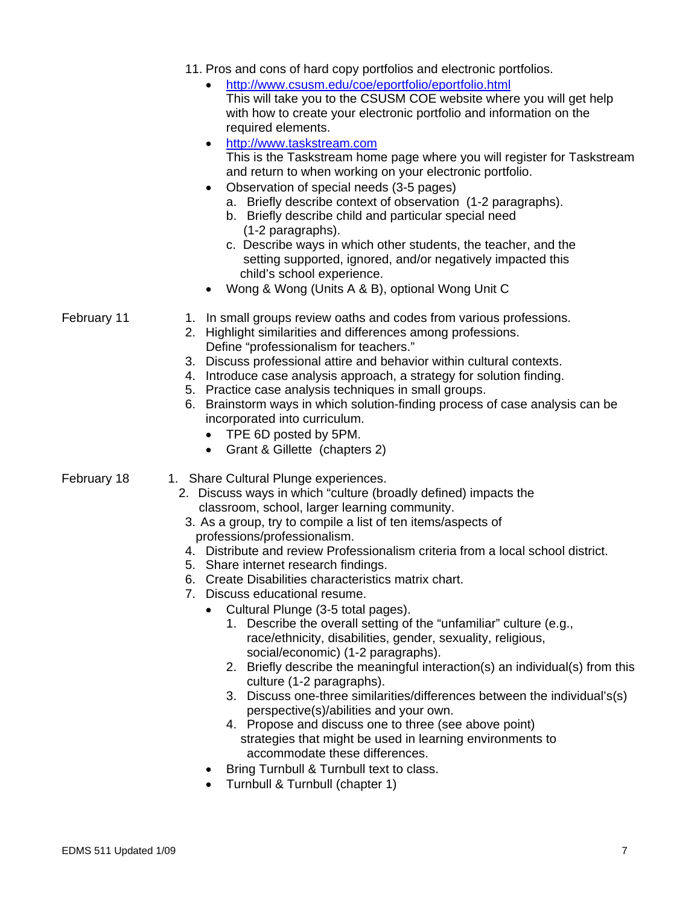11. Pros and cons of hard copy portfolios and electronic portfolios.
    - http://www.csusm.edu/coe/eportfolio/eportfolio.html
      This will take you to the CSUSM COE website where you will get help with how to create your electronic portfolio and information on the required elements.
    - http://www.taskstream.com
      This is the Taskstream home page where you will register for Taskstream and return to when working on your electronic portfolio.
    - Observation of special needs (3-5 pages)
      a. Briefly describe context of observation (1-2 paragraphs).
      b. Briefly describe child and particular special need (1-2 paragraphs).
      c. Describe ways in which other students, the teacher, and the setting supported, ignored, and/or negatively impacted this child's school experience.
    - Wong & Wong (Units A & B), optional Wong Unit C

**February 11**

1. In small groups review oaths and codes from various professions.
2. Highlight similarities and differences among professions. Define "professionalism for teachers."
3. Discuss professional attire and behavior within cultural contexts.
4. Introduce case analysis approach, a strategy for solution finding.
5. Practice case analysis techniques in small groups.
6. Brainstorm ways in which solution-finding process of case analysis can be incorporated into curriculum.
   - TPE 6D posted by 5PM.
   - Grant & Gillette (chapters 2)

**February 18**

1. Share Cultural Plunge experiences.
2. Discuss ways in which "culture (broadly defined) impacts the classroom, school, larger learning community.
3. As a group, try to compile a list of ten items/aspects of professions/professionalism.
4. Distribute and review Professionalism criteria from a local school district.
5. Share internet research findings.
6. Create Disabilities characteristics matrix chart.
7. Discuss educational resume.
   - Cultural Plunge (3-5 total pages).
     1. Describe the overall setting of the "unfamiliar" culture (e.g., race/ethnicity, disabilities, gender, sexuality, religious, social/economic) (1-2 paragraphs).
     2. Briefly describe the meaningful interaction(s) an individual(s) from this culture (1-2 paragraphs).
     3. Discuss one-three similarities/differences between the individual's(s) perspective(s)/abilities and your own.
     4. Propose and discuss one to three (see above point) strategies that might be used in learning environments to accommodate these differences.
   - Bring Turnbull & Turnbull text to class.
   - Turnbull & Turnbull (chapter 1)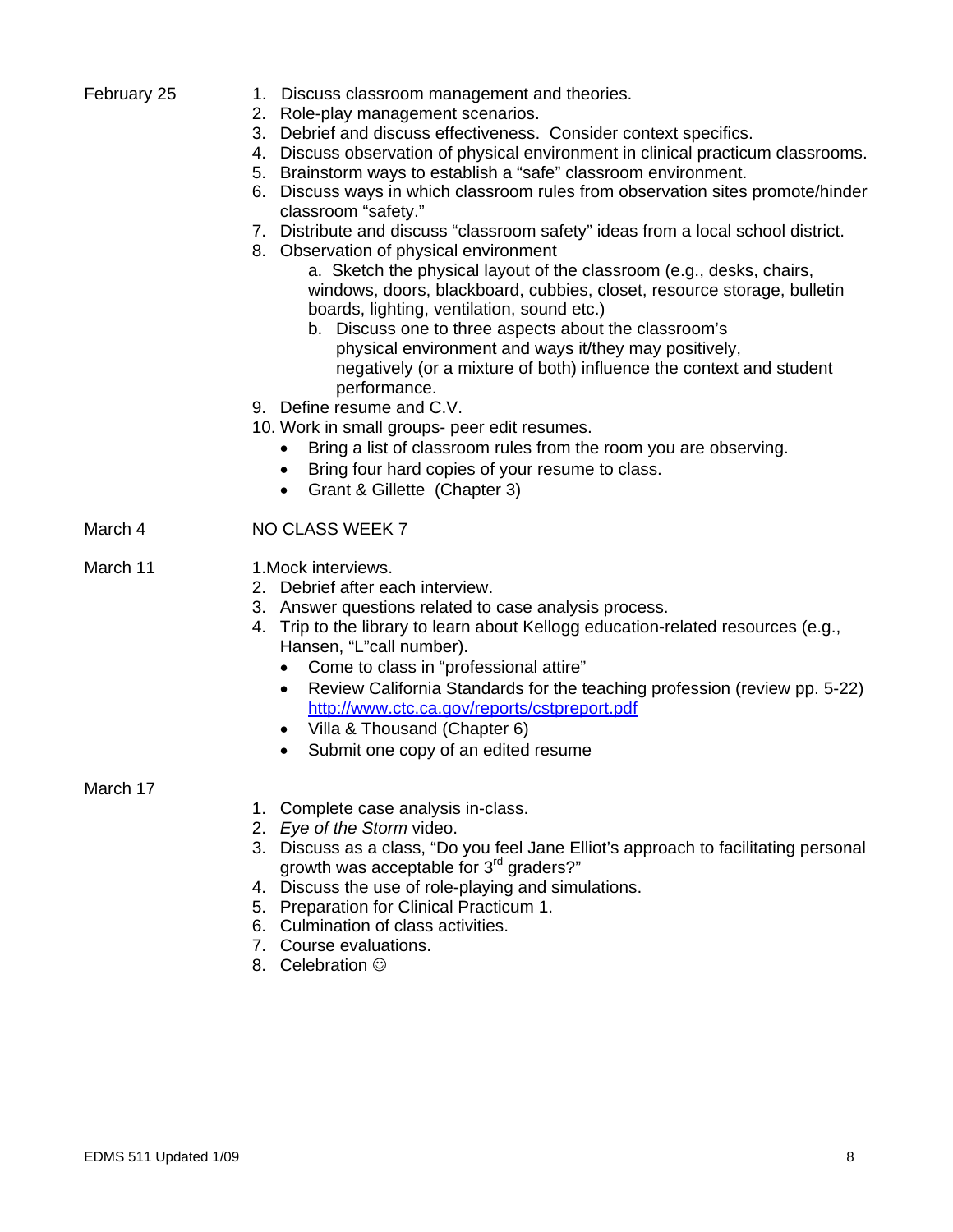**February 25**

1. Discuss classroom management and theories.
2. Role-play management scenarios.
3. Debrief and discuss effectiveness. Consider context specifics.
4. Discuss observation of physical environment in clinical practicum classrooms.
5. Brainstorm ways to establish a "safe" classroom environment.
6. Discuss ways in which classroom rules from observation sites promote/hinder classroom "safety."
7. Distribute and discuss "classroom safety" ideas from a local school district.
8. Observation of physical environment
   a. Sketch the physical layout of the classroom (e.g., desks, chairs, windows, doors, blackboard, cubbies, closet, resource storage, bulletin boards, lighting, ventilation, sound etc.)
   b. Discuss one to three aspects about the classroom's physical environment and ways it/they may positively, negatively (or a mixture of both) influence the context and student performance.
9. Define resume and C.V.
10. Work in small groups- peer edit resumes.
    - Bring a list of classroom rules from the room you are observing.
    - Bring four hard copies of your resume to class.
    - Grant & Gillette (Chapter 3)

**March 4**

NO CLASS WEEK 7

**March 11**

1. Mock interviews.
2. Debrief after each interview.
3. Answer questions related to case analysis process.
4. Trip to the library to learn about Kellogg education-related resources (e.g., Hansen, "L"call number).
   - Come to class in "professional attire"
   - Review California Standards for the teaching profession (review pp. 5-22) http://www.ctc.ca.gov/reports/cstpreport.pdf
   - Villa & Thousand (Chapter 6)
   - Submit one copy of an edited resume

**March 17**

1. Complete case analysis in-class.
2. *Eye of the Storm* video.
3. Discuss as a class, "Do you feel Jane Elliot's approach to facilitating personal growth was acceptable for 3rd graders?"
4. Discuss the use of role-playing and simulations.
5. Preparation for Clinical Practicum 1.
6. Culmination of class activities.
7. Course evaluations.
8. Celebration ☺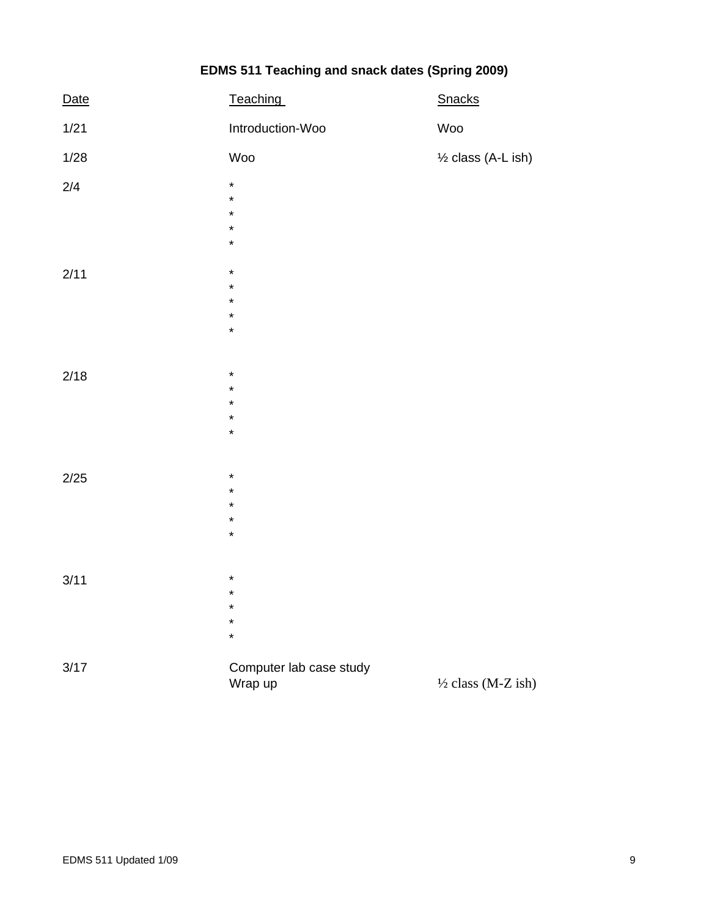### EDMS 511 Teaching and snack dates (Spring 2009)

| Date | Teaching | Snacks |
|---|---|---|
| 1/21 | Introduction-Woo | Woo |
| 1/28 | Woo | ½ class (A-L ish) |
| 2/4 | * <br> * <br> * <br> * <br> * | |
| 2/11 | * <br> * <br> * <br> * <br> * | |
| 2/18 | * <br> * <br> * <br> * <br> * | |
| 2/25 | * <br> * <br> * <br> * <br> * | |
| 3/11 | * <br> * <br> * <br> * <br> * | |
| 3/17 | Computer lab case study <br> Wrap up | ½ class (M-Z ish) |